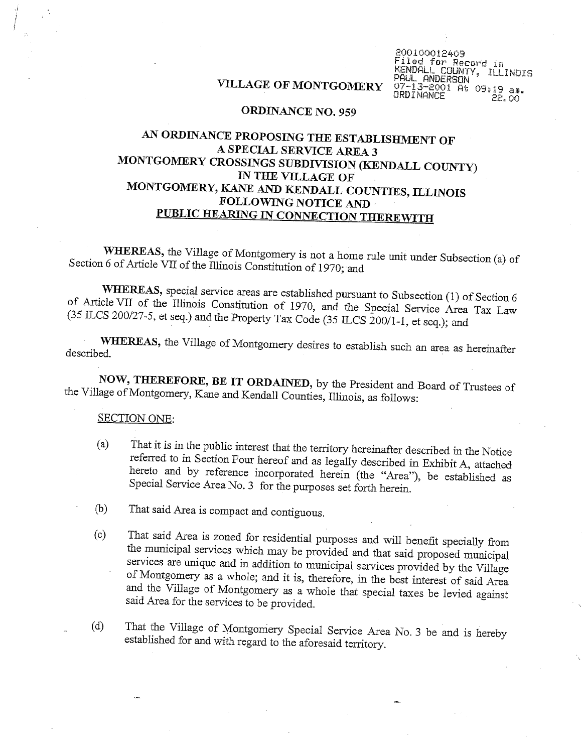200100012409
Filed for Record in
KENDALL COUNTY, ILLINOIS
PAUL ANDERSON
07-13-2001 At 09:19 am.
ORDINANCE 22.00

# VILLAGE OF MONTGOMERY

## ORDINANCE NO. 959

## AN ORDINANCE PROPOSING THE ESTABLISHMENT OF A SPECIAL SERVICE AREA 3 MONTGOMERY CROSSINGS SUBDIVISION (KENDALL COUNTY) IN THE VILLAGE OF MONTGOMERY, KANE AND KENDALL COUNTIES, ILLINOIS FOLLOWING NOTICE AND PUBLIC HEARING IN CONNECTION THEREWITH

**WHEREAS,** the Village of Montgomery is not a home rule unit under Subsection (a) of Section 6 of Article VII of the Illinois Constitution of 1970; and

**WHEREAS,** special service areas are established pursuant to Subsection (1) of Section 6 of Article VII of the Illinois Constitution of 1970, and the Special Service Area Tax Law (35 ILCS 200/27-5, et seq.) and the Property Tax Code (35 ILCS 200/1-1, et seq.); and

**WHEREAS,** the Village of Montgomery desires to establish such an area as hereinafter described.

**NOW, THEREFORE, BE IT ORDAINED,** by the President and Board of Trustees of the Village of Montgomery, Kane and Kendall Counties, Illinois, as follows:

SECTION ONE:

(a) That it is in the public interest that the territory hereinafter described in the Notice referred to in Section Four hereof and as legally described in Exhibit A, attached hereto and by reference incorporated herein (the "Area"), be established as Special Service Area No. 3 for the purposes set forth herein.

(b) That said Area is compact and contiguous.

(c) That said Area is zoned for residential purposes and will benefit specially from the municipal services which may be provided and that said proposed municipal services are unique and in addition to municipal services provided by the Village of Montgomery as a whole; and it is, therefore, in the best interest of said Area and the Village of Montgomery as a whole that special taxes be levied against said Area for the services to be provided.

(d) That the Village of Montgomery Special Service Area No. 3 be and is hereby established for and with regard to the aforesaid territory.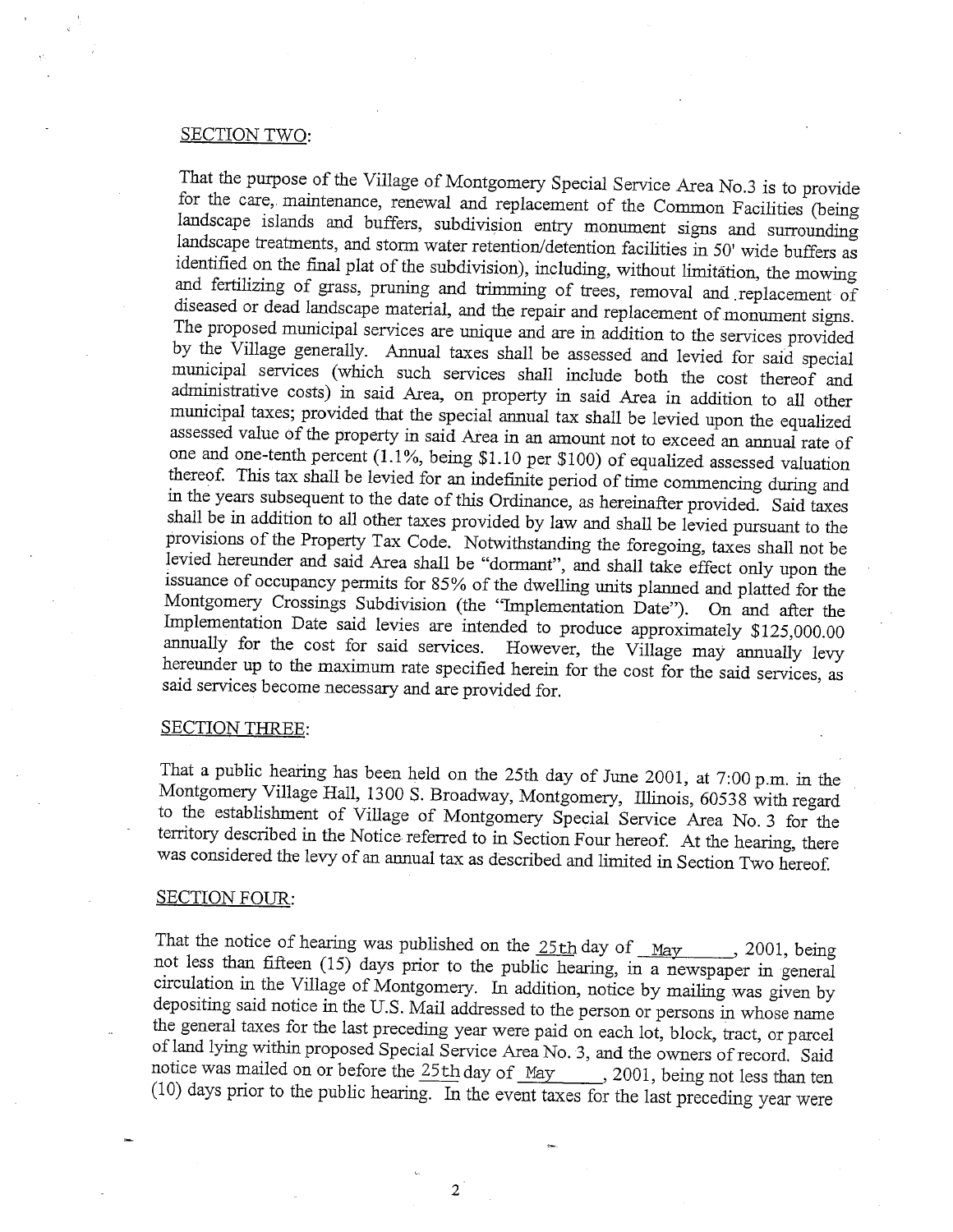SECTION TWO:

That the purpose of the Village of Montgomery Special Service Area No.3 is to provide for the care, maintenance, renewal and replacement of the Common Facilities (being landscape islands and buffers, subdivision entry monument signs and surrounding landscape treatments, and storm water retention/detention facilities in 50' wide buffers as identified on the final plat of the subdivision), including, without limitation, the mowing and fertilizing of grass, pruning and trimming of trees, removal and replacement of diseased or dead landscape material, and the repair and replacement of monument signs. The proposed municipal services are unique and are in addition to the services provided by the Village generally. Annual taxes shall be assessed and levied for said special municipal services (which such services shall include both the cost thereof and administrative costs) in said Area, on property in said Area in addition to all other municipal taxes; provided that the special annual tax shall be levied upon the equalized assessed value of the property in said Area in an amount not to exceed an annual rate of one and one-tenth percent (1.1%, being $1.10 per $100) of equalized assessed valuation thereof. This tax shall be levied for an indefinite period of time commencing during and in the years subsequent to the date of this Ordinance, as hereinafter provided. Said taxes shall be in addition to all other taxes provided by law and shall be levied pursuant to the provisions of the Property Tax Code. Notwithstanding the foregoing, taxes shall not be levied hereunder and said Area shall be "dormant", and shall take effect only upon the issuance of occupancy permits for 85% of the dwelling units planned and platted for the Montgomery Crossings Subdivision (the "Implementation Date"). On and after the Implementation Date said levies are intended to produce approximately $125,000.00 annually for the cost for said services. However, the Village may annually levy hereunder up to the maximum rate specified herein for the cost for the said services, as said services become necessary and are provided for.

SECTION THREE:

That a public hearing has been held on the 25th day of June 2001, at 7:00 p.m. in the Montgomery Village Hall, 1300 S. Broadway, Montgomery, Illinois, 60538 with regard to the establishment of Village of Montgomery Special Service Area No. 3 for the territory described in the Notice referred to in Section Four hereof. At the hearing, there was considered the levy of an annual tax as described and limited in Section Two hereof.

SECTION FOUR:

That the notice of hearing was published on the 25th day of May, 2001, being not less than fifteen (15) days prior to the public hearing, in a newspaper in general circulation in the Village of Montgomery. In addition, notice by mailing was given by depositing said notice in the U.S. Mail addressed to the person or persons in whose name the general taxes for the last preceding year were paid on each lot, block, tract, or parcel of land lying within proposed Special Service Area No. 3, and the owners of record. Said notice was mailed on or before the 25th day of May, 2001, being not less than ten (10) days prior to the public hearing. In the event taxes for the last preceding year were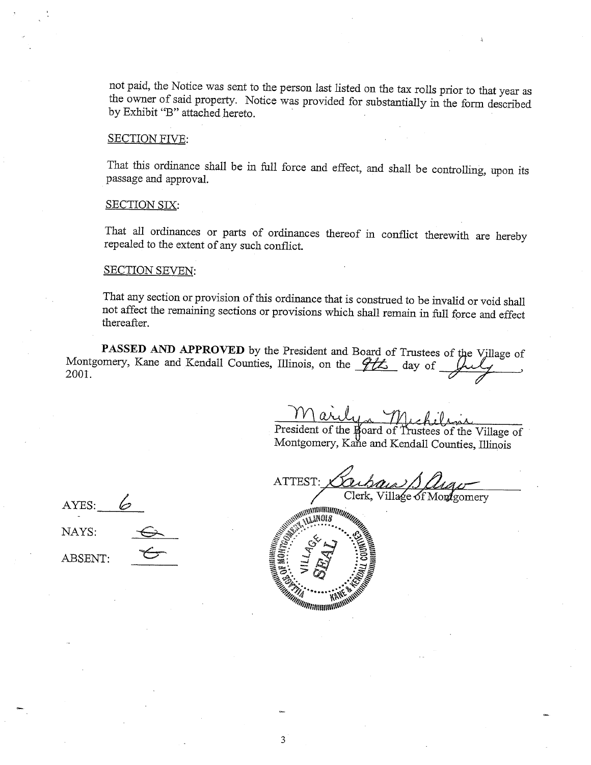not paid, the Notice was sent to the person last listed on the tax rolls prior to that year as the owner of said property. Notice was provided for substantially in the form described by Exhibit "B" attached hereto.

SECTION FIVE:

That this ordinance shall be in full force and effect, and shall be controlling, upon its passage and approval.

SECTION SIX:

That all ordinances or parts of ordinances thereof in conflict therewith are hereby repealed to the extent of any such conflict.

SECTION SEVEN:

That any section or provision of this ordinance that is construed to be invalid or void shall not affect the remaining sections or provisions which shall remain in full force and effect thereafter.

**PASSED AND APPROVED** by the President and Board of Trustees of the Village of Montgomery, Kane and Kendall Counties, Illinois, on the 9th day of July, 2001.

Marilyn Michelini

President of the Board of Trustees of the Village of Montgomery, Kane and Kendall Counties, Illinois

ATTEST: Barbara Sligo

Clerk, Village of Montgomery

AYES: 6

NAYS: 0

ABSENT: 0

VILLAGE OF MONTGOMERY, ILLINOIS SEAL KANE & KENDALL COUNTIES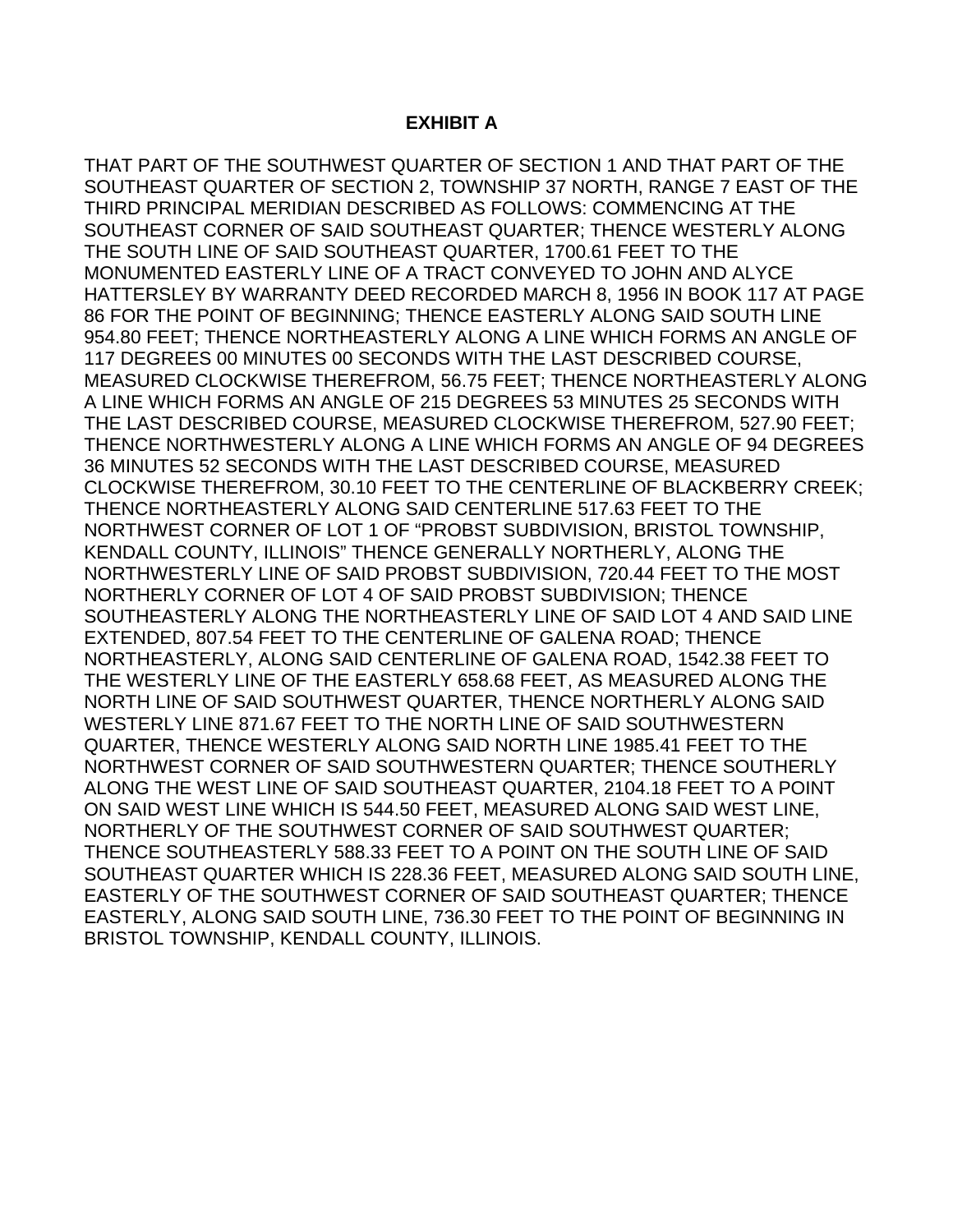# EXHIBIT A

THAT PART OF THE SOUTHWEST QUARTER OF SECTION 1 AND THAT PART OF THE SOUTHEAST QUARTER OF SECTION 2, TOWNSHIP 37 NORTH, RANGE 7 EAST OF THE THIRD PRINCIPAL MERIDIAN DESCRIBED AS FOLLOWS: COMMENCING AT THE SOUTHEAST CORNER OF SAID SOUTHEAST QUARTER; THENCE WESTERLY ALONG THE SOUTH LINE OF SAID SOUTHEAST QUARTER, 1700.61 FEET TO THE MONUMENTED EASTERLY LINE OF A TRACT CONVEYED TO JOHN AND ALYCE HATTERSLEY BY WARRANTY DEED RECORDED MARCH 8, 1956 IN BOOK 117 AT PAGE 86 FOR THE POINT OF BEGINNING; THENCE EASTERLY ALONG SAID SOUTH LINE 954.80 FEET; THENCE NORTHEASTERLY ALONG A LINE WHICH FORMS AN ANGLE OF 117 DEGREES 00 MINUTES 00 SECONDS WITH THE LAST DESCRIBED COURSE, MEASURED CLOCKWISE THEREFROM, 56.75 FEET; THENCE NORTHEASTERLY ALONG A LINE WHICH FORMS AN ANGLE OF 215 DEGREES 53 MINUTES 25 SECONDS WITH THE LAST DESCRIBED COURSE, MEASURED CLOCKWISE THEREFROM, 527.90 FEET; THENCE NORTHWESTERLY ALONG A LINE WHICH FORMS AN ANGLE OF 94 DEGREES 36 MINUTES 52 SECONDS WITH THE LAST DESCRIBED COURSE, MEASURED CLOCKWISE THEREFROM, 30.10 FEET TO THE CENTERLINE OF BLACKBERRY CREEK; THENCE NORTHEASTERLY ALONG SAID CENTERLINE 517.63 FEET TO THE NORTHWEST CORNER OF LOT 1 OF "PROBST SUBDIVISION, BRISTOL TOWNSHIP, KENDALL COUNTY, ILLINOIS" THENCE GENERALLY NORTHERLY, ALONG THE NORTHWESTERLY LINE OF SAID PROBST SUBDIVISION, 720.44 FEET TO THE MOST NORTHERLY CORNER OF LOT 4 OF SAID PROBST SUBDIVISION; THENCE SOUTHEASTERLY ALONG THE NORTHEASTERLY LINE OF SAID LOT 4 AND SAID LINE EXTENDED, 807.54 FEET TO THE CENTERLINE OF GALENA ROAD; THENCE NORTHEASTERLY, ALONG SAID CENTERLINE OF GALENA ROAD, 1542.38 FEET TO THE WESTERLY LINE OF THE EASTERLY 658.68 FEET, AS MEASURED ALONG THE NORTH LINE OF SAID SOUTHWEST QUARTER, THENCE NORTHERLY ALONG SAID WESTERLY LINE 871.67 FEET TO THE NORTH LINE OF SAID SOUTHWESTERN QUARTER, THENCE WESTERLY ALONG SAID NORTH LINE 1985.41 FEET TO THE NORTHWEST CORNER OF SAID SOUTHWESTERN QUARTER; THENCE SOUTHERLY ALONG THE WEST LINE OF SAID SOUTHEAST QUARTER, 2104.18 FEET TO A POINT ON SAID WEST LINE WHICH IS 544.50 FEET, MEASURED ALONG SAID WEST LINE, NORTHERLY OF THE SOUTHWEST CORNER OF SAID SOUTHWEST QUARTER; THENCE SOUTHEASTERLY 588.33 FEET TO A POINT ON THE SOUTH LINE OF SAID SOUTHEAST QUARTER WHICH IS 228.36 FEET, MEASURED ALONG SAID SOUTH LINE, EASTERLY OF THE SOUTHWEST CORNER OF SAID SOUTHEAST QUARTER; THENCE EASTERLY, ALONG SAID SOUTH LINE, 736.30 FEET TO THE POINT OF BEGINNING IN BRISTOL TOWNSHIP, KENDALL COUNTY, ILLINOIS.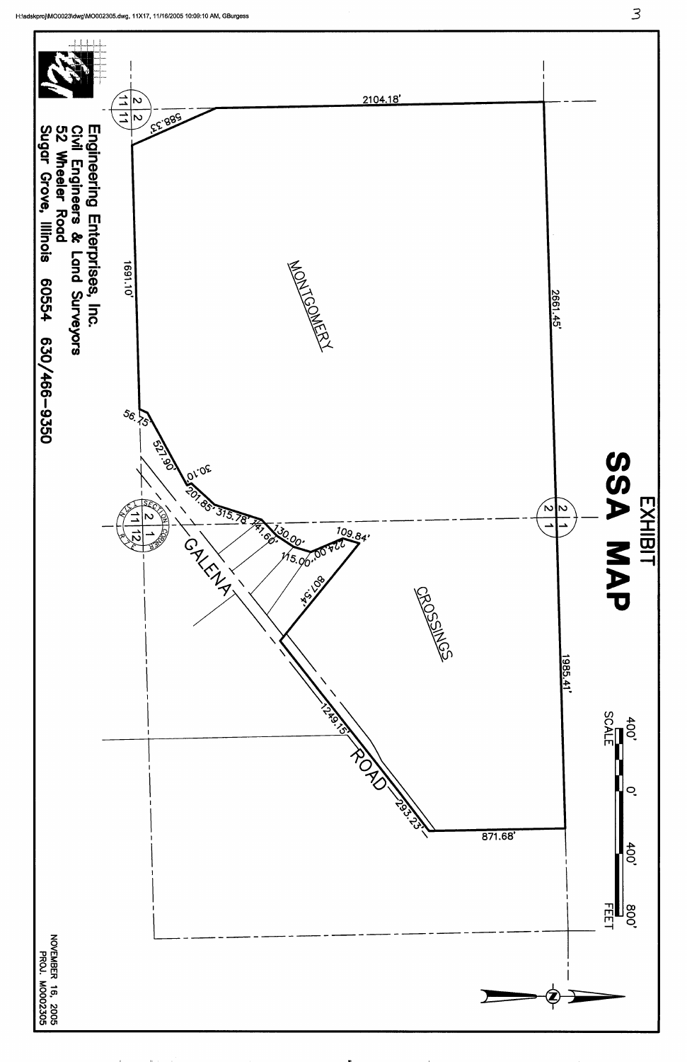# EXHIBIT

# SSA MAP

MONTGOMERY

CROSSINGS

GALENA ROAD

2104.18'

588.33'

1691.10'

56.75'

527.90'

30.10'

201.85'

315.78'

41.60'

130.00'

115.00'

224.00'

109.84'

807.54'

1249.15'

293.23'

871.68'

1985.41'

2661.45'

SCALE

400' 0' 400' 800'

FEET

N

Engineering Enterprises, Inc.
Civil Engineers & Land Surveyors
52 Wheeler Road
Sugar Grove, Illinois 60554 630/466-9350

NOVEMBER 16, 2005
PROJ. MO002305